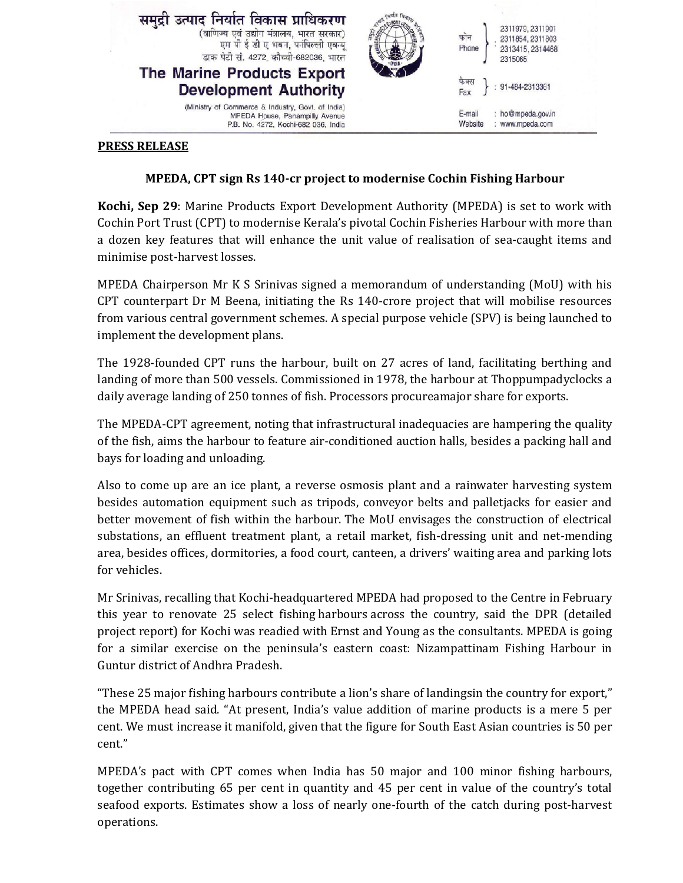समुद्री उत्पाद निर्यात विकास प्राधिकरण
(वाणिज्य एवं उद्योग मंत्रालय, भारत सरकार)
एम पी ई डी ए भवन, पनंपिल्ली एवन्यू
डाक पेटी सं. 4272, कोच्ची-682036, भारत

**The Marine Products Export Development Authority**
(Ministry of Commerce & Industry, Govt. of India)
MPEDA House, Panampilly Avenue
P.B. No. 4272, Kochi-682 036, India

फोन / Phone: 2311979, 2311901, 2311854, 2311803, 2313415, 2314468, 2315065
फैक्स / Fax: 91-484-2313361
E-mail: ho@mpeda.gov.in
Website: www.mpeda.com

**PRESS RELEASE**

**MPEDA, CPT sign Rs 140-cr project to modernise Cochin Fishing Harbour**

**Kochi, Sep 29**: Marine Products Export Development Authority (MPEDA) is set to work with Cochin Port Trust (CPT) to modernise Kerala's pivotal Cochin Fisheries Harbour with more than a dozen key features that will enhance the unit value of realisation of sea-caught items and minimise post-harvest losses.

MPEDA Chairperson Mr K S Srinivas signed a memorandum of understanding (MoU) with his CPT counterpart Dr M Beena, initiating the Rs 140-crore project that will mobilise resources from various central government schemes. A special purpose vehicle (SPV) is being launched to implement the development plans.

The 1928-founded CPT runs the harbour, built on 27 acres of land, facilitating berthing and landing of more than 500 vessels. Commissioned in 1978, the harbour at Thoppumpadyclocks a daily average landing of 250 tonnes of fish. Processors procureamajor share for exports.

The MPEDA-CPT agreement, noting that infrastructural inadequacies are hampering the quality of the fish, aims the harbour to feature air-conditioned auction halls, besides a packing hall and bays for loading and unloading.

Also to come up are an ice plant, a reverse osmosis plant and a rainwater harvesting system besides automation equipment such as tripods, conveyor belts and palletjacks for easier and better movement of fish within the harbour. The MoU envisages the construction of electrical substations, an effluent treatment plant, a retail market, fish-dressing unit and net-mending area, besides offices, dormitories, a food court, canteen, a drivers' waiting area and parking lots for vehicles.

Mr Srinivas, recalling that Kochi-headquartered MPEDA had proposed to the Centre in February this year to renovate 25 select fishing harbours across the country, said the DPR (detailed project report) for Kochi was readied with Ernst and Young as the consultants. MPEDA is going for a similar exercise on the peninsula's eastern coast: Nizampattinam Fishing Harbour in Guntur district of Andhra Pradesh.

"These 25 major fishing harbours contribute a lion's share of landingsin the country for export," the MPEDA head said. "At present, India's value addition of marine products is a mere 5 per cent. We must increase it manifold, given that the figure for South East Asian countries is 50 per cent."

MPEDA's pact with CPT comes when India has 50 major and 100 minor fishing harbours, together contributing 65 per cent in quantity and 45 per cent in value of the country's total seafood exports. Estimates show a loss of nearly one-fourth of the catch during post-harvest operations.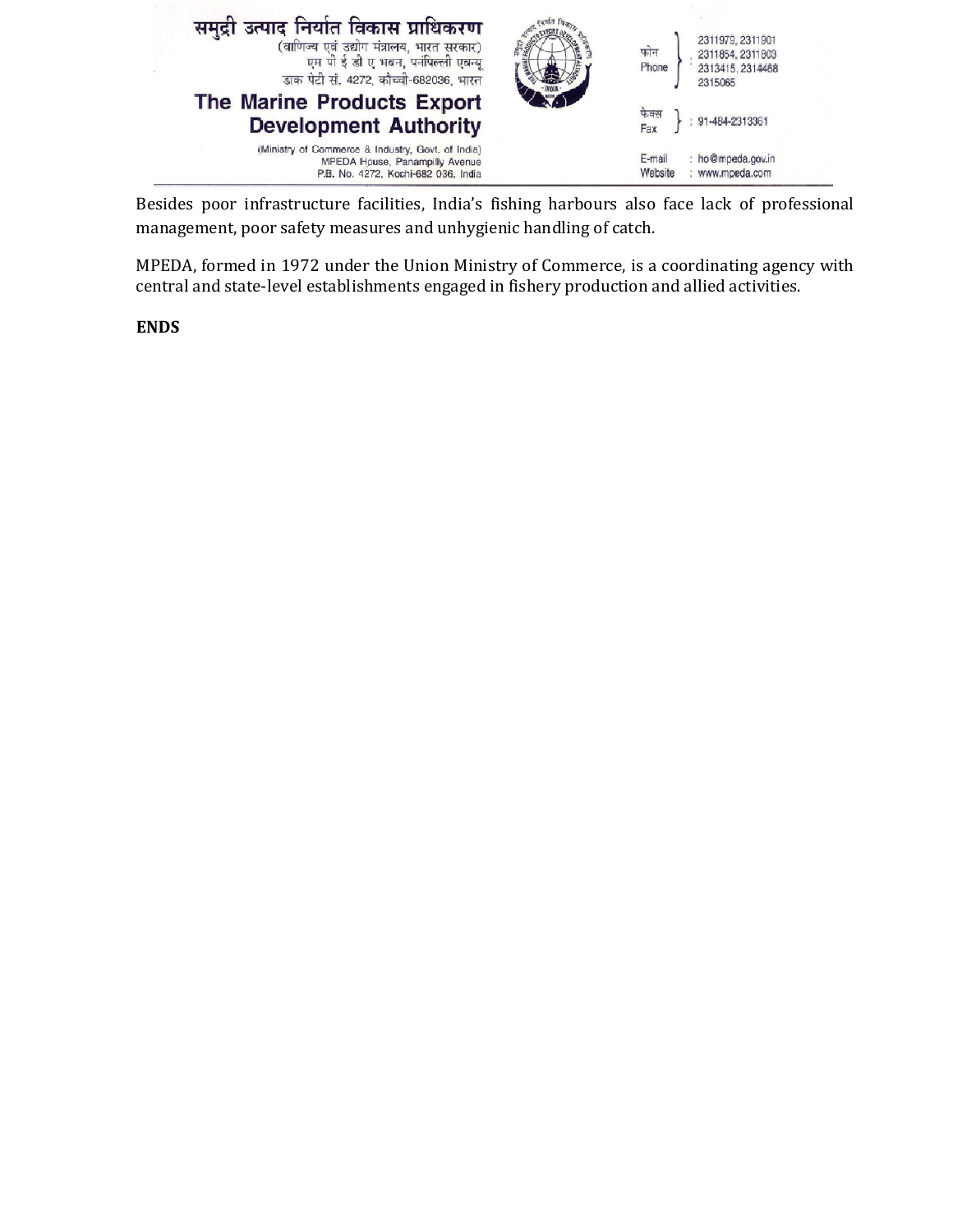Besides poor infrastructure facilities, India's fishing harbours also face lack of professional management, poor safety measures and unhygienic handling of catch.

MPEDA, formed in 1972 under the Union Ministry of Commerce, is a coordinating agency with central and state-level establishments engaged in fishery production and allied activities.

**ENDS**